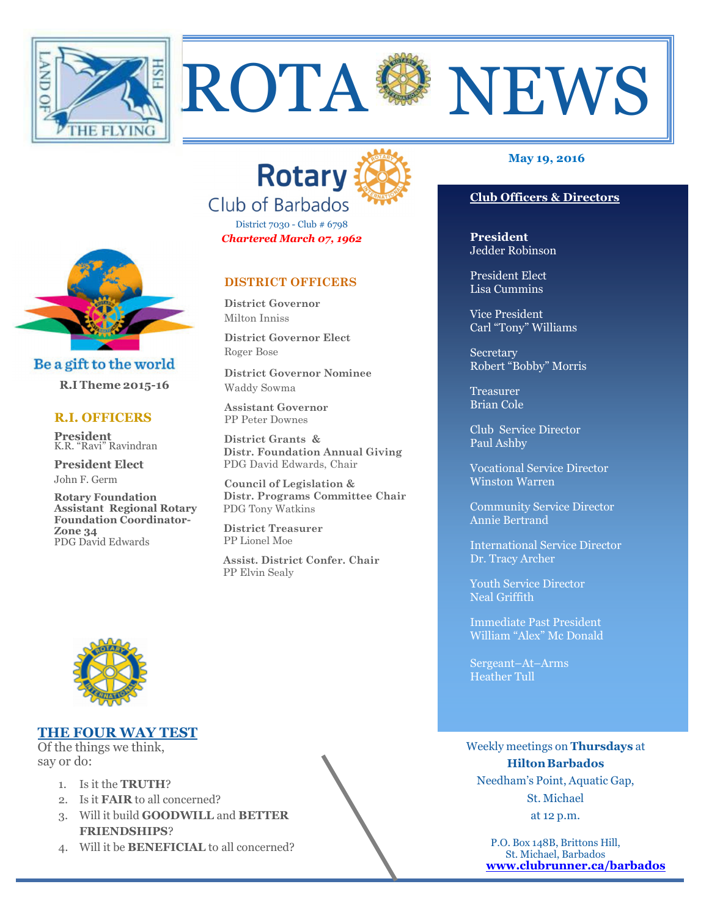# ROTA NEWS

**May 19, 2016**

## Rotary Club of Barbados

District 7030 - Club # 6798

***Chartered March 07, 1962***

Be a gift to the world

**R.I Theme 2015-16**

### R.I. OFFICERS

**President**
K.R. "Ravi" Ravindran

**President Elect**
John F. Germ

**Rotary Foundation Assistant Regional Rotary Foundation Coordinator-Zone 34**
PDG David Edwards

### DISTRICT OFFICERS

**District Governor**
Milton Inniss

**District Governor Elect**
Roger Bose

**District Governor Nominee**
Waddy Sowma

**Assistant Governor**
PP Peter Downes

**District Grants & Distr. Foundation Annual Giving**
PDG David Edwards, Chair

**Council of Legislation & Distr. Programs Committee Chair**
PDG Tony Watkins

**District Treasurer**
PP Lionel Moe

**Assist. District Confer. Chair**
PP Elvin Sealy

### Club Officers & Directors

**President**
Jedder Robinson

President Elect
Lisa Cummins

Vice President
Carl "Tony" Williams

Secretary
Robert "Bobby" Morris

Treasurer
Brian Cole

Club Service Director
Paul Ashby

Vocational Service Director
Winston Warren

Community Service Director
Annie Bertrand

International Service Director
Dr. Tracy Archer

Youth Service Director
Neal Griffith

Immediate Past President
William "Alex" Mc Donald

Sergeant–At–Arms
Heather Tull

### THE FOUR WAY TEST

Of the things we think, say or do:

1. Is it the **TRUTH**?
2. Is it **FAIR** to all concerned?
3. Will it build **GOODWILL** and **BETTER FRIENDSHIPS**?
4. Will it be **BENEFICIAL** to all concerned?

Weekly meetings on **Thursdays** at
**Hilton Barbados**
Needham's Point, Aquatic Gap,
St. Michael
at 12 p.m.

P.O. Box 148B, Brittons Hill,
St. Michael, Barbados
**www.clubrunner.ca/barbados**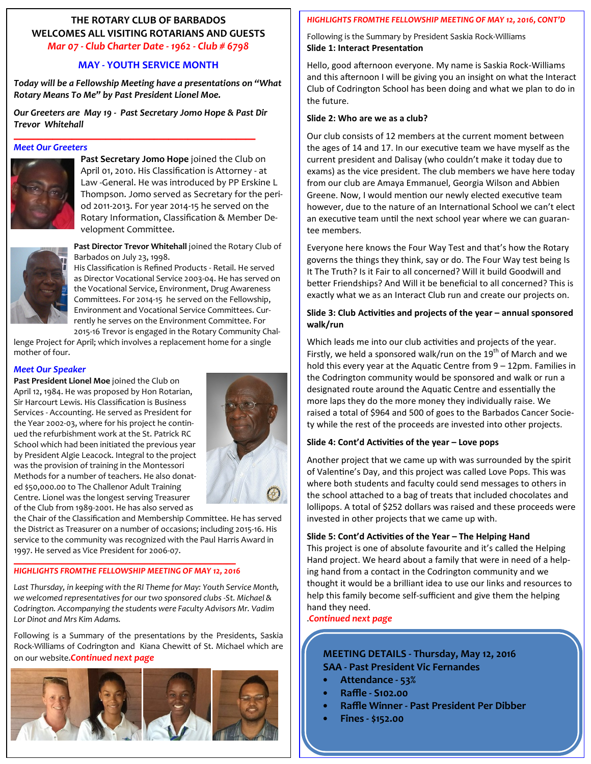## THE ROTARY CLUB OF BARBADOS WELCOMES ALL VISITING ROTARIANS AND GUESTS

*Mar 07 - Club Charter Date - 1962 - Club # 6798*

### MAY - YOUTH SERVICE MONTH

***Today will be a Fellowship Meeting have a presentations on "What Rotary Means To Me" by Past President Lionel Moe.***

***Our Greeters are May 19 - Past Secretary Jomo Hope & Past Dir Trevor Whitehall***

### *Meet Our Greeters*

**Past Secretary Jomo Hope** joined the Club on April 01, 2010. His Classification is Attorney - at Law -General. He was introduced by PP Erskine L Thompson. Jomo served as Secretary for the period 2011-2013. For year 2014-15 he served on the Rotary Information, Classification & Member Development Committee.

**Past Director Trevor Whitehall** joined the Rotary Club of Barbados on July 23, 1998. His Classification is Refined Products - Retail. He served as Director Vocational Service 2003-04. He has served on the Vocational Service, Environment, Drug Awareness Committees. For 2014-15 he served on the Fellowship, Environment and Vocational Service Committees. Currently he serves on the Environment Committee. For 2015-16 Trevor is engaged in the Rotary Community Challenge Project for April; which involves a replacement home for a single mother of four.

### *Meet Our Speaker*

**Past President Lionel Moe** joined the Club on April 12, 1984. He was proposed by Hon Rotarian, Sir Harcourt Lewis. His Classification is Business Services - Accounting. He served as President for the Year 2002-03, where for his project he continued the refurbishment work at the St. Patrick RC School which had been initiated the previous year by President Algie Leacock. Integral to the project was the provision of training in the Montessori Methods for a number of teachers. He also donated $50,000.00 to The Challenor Adult Training Centre. Lionel was the longest serving Treasurer of the Club from 1989-2001. He has also served as the Chair of the Classification and Membership Committee. He has served the District as Treasurer on a number of occasions; including 2015-16. His service to the community was recognized with the Paul Harris Award in 1997. He served as Vice President for 2006-07.

### *HIGHLIGHTS FROMTHE FELLOWSHIP MEETING OF MAY 12, 2016*

*Last Thursday, in keeping with the RI Theme for May: Youth Service Month, we welcomed representatives for our two sponsored clubs -St. Michael & Codrington. Accompanying the students were Faculty Advisors Mr. Vadim Lor Dinot and Mrs Kim Adams.*

Following is a Summary of the presentations by the Presidents, Saskia Rock-Williams of Codrington and Kiana Chewitt of St. Michael which are on our website.*Continued next page*

### *HIGHLIGHTS FROMTHE FELLOWSHIP MEETING OF MAY 12, 2016, CONT'D*

Following is the Summary by President Saskia Rock-Williams

**Slide 1: Interact Presentation**

Hello, good afternoon everyone. My name is Saskia Rock-Williams and this afternoon I will be giving you an insight on what the Interact Club of Codrington School has been doing and what we plan to do in the future.

**Slide 2: Who are we as a club?**

Our club consists of 12 members at the current moment between the ages of 14 and 17. In our executive team we have myself as the current president and Dalisay (who couldn't make it today due to exams) as the vice president. The club members we have here today from our club are Amaya Emmanuel, Georgia Wilson and Abbien Greene. Now, I would mention our newly elected executive team however, due to the nature of an International School we can't elect an executive team until the next school year where we can guarantee members.

Everyone here knows the Four Way Test and that's how the Rotary governs the things they think, say or do. The Four Way test being Is It The Truth? Is it Fair to all concerned? Will it build Goodwill and better Friendships? And Will it be beneficial to all concerned? This is exactly what we as an Interact Club run and create our projects on.

**Slide 3: Club Activities and projects of the year – annual sponsored walk/run**

Which leads me into our club activities and projects of the year. Firstly, we held a sponsored walk/run on the 19th of March and we hold this every year at the Aquatic Centre from 9 – 12pm. Families in the Codrington community would be sponsored and walk or run a designated route around the Aquatic Centre and essentially the more laps they do the more money they individually raise. We raised a total of $964 and 500 of goes to the Barbados Cancer Society while the rest of the proceeds are invested into other projects.

**Slide 4: Cont'd Activities of the year – Love pops**

Another project that we came up with was surrounded by the spirit of Valentine's Day, and this project was called Love Pops. This was where both students and faculty could send messages to others in the school attached to a bag of treats that included chocolates and lollipops. A total of $252 dollars was raised and these proceeds were invested in other projects that we came up with.

**Slide 5: Cont'd Activities of the Year – The Helping Hand**

This project is one of absolute favourite and it's called the Helping Hand project. We heard about a family that were in need of a helping hand from a contact in the Codrington community and we thought it would be a brilliant idea to use our links and resources to help this family become self-sufficient and give them the helping hand they need.

*.Continued next page*

**MEETING DETAILS - Thursday, May 12, 2016**

**SAA - Past President Vic Fernandes**

- **Attendance - 53%**
- **Raffle - \$102.00**
- **Raffle Winner - Past President Per Dibber**
- **Fines - \$152.00**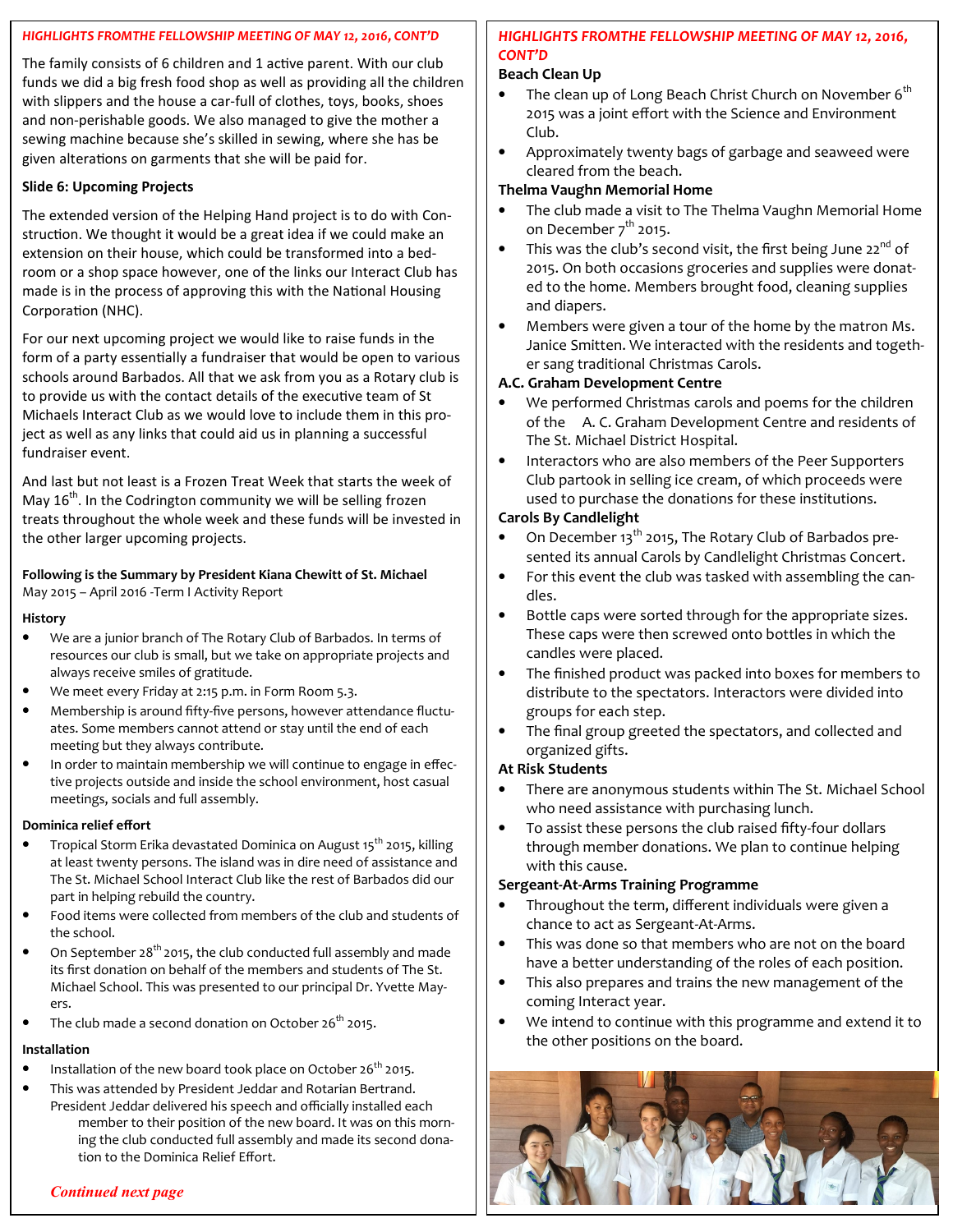*HIGHLIGHTS FROMTHE FELLOWSHIP MEETING OF MAY 12, 2016, CONT'D*

The family consists of 6 children and 1 active parent. With our club funds we did a big fresh food shop as well as providing all the children with slippers and the house a car-full of clothes, toys, books, shoes and non-perishable goods. We also managed to give the mother a sewing machine because she's skilled in sewing, where she has been given alterations on garments that she will be paid for.

**Slide 6: Upcoming Projects**

The extended version of the Helping Hand project is to do with Construction. We thought it would be a great idea if we could make an extension on their house, which could be transformed into a bedroom or a shop space however, one of the links our Interact Club has made is in the process of approving this with the National Housing Corporation (NHC).

For our next upcoming project we would like to raise funds in the form of a party essentially a fundraiser that would be open to various schools around Barbados. All that we ask from you as a Rotary club is to provide us with the contact details of the executive team of St Michaels Interact Club as we would love to include them in this project as well as any links that could aid us in planning a successful fundraiser event.

And last but not least is a Frozen Treat Week that starts the week of May 16th. In the Codrington community we will be selling frozen treats throughout the whole week and these funds will be invested in the other larger upcoming projects.

**Following is the Summary by President Kiana Chewitt of St. Michael**
May 2015 – April 2016 -Term I Activity Report

**History**

- We are a junior branch of The Rotary Club of Barbados. In terms of resources our club is small, but we take on appropriate projects and always receive smiles of gratitude.
- We meet every Friday at 2:15 p.m. in Form Room 5.3.
- Membership is around fifty-five persons, however attendance fluctuates. Some members cannot attend or stay until the end of each meeting but they always contribute.
- In order to maintain membership we will continue to engage in effective projects outside and inside the school environment, host casual meetings, socials and full assembly.

**Dominica relief effort**

- Tropical Storm Erika devastated Dominica on August 15th 2015, killing at least twenty persons. The island was in dire need of assistance and The St. Michael School Interact Club like the rest of Barbados did our part in helping rebuild the country.
- Food items were collected from members of the club and students of the school.
- On September 28th 2015, the club conducted full assembly and made its first donation on behalf of the members and students of The St. Michael School. This was presented to our principal Dr. Yvette Mayers.
- The club made a second donation on October 26th 2015.

**Installation**

- Installation of the new board took place on October 26th 2015.
- This was attended by President Jeddar and Rotarian Bertrand. President Jeddar delivered his speech and officially installed each member to their position of the new board. It was on this morning the club conducted full assembly and made its second donation to the Dominica Relief Effort.

*Continued next page*

*HIGHLIGHTS FROMTHE FELLOWSHIP MEETING OF MAY 12, 2016, CONT'D*

**Beach Clean Up**

- The clean up of Long Beach Christ Church on November 6th 2015 was a joint effort with the Science and Environment Club.
- Approximately twenty bags of garbage and seaweed were cleared from the beach.

**Thelma Vaughn Memorial Home**

- The club made a visit to The Thelma Vaughn Memorial Home on December 7th 2015.
- This was the club's second visit, the first being June 22nd of 2015. On both occasions groceries and supplies were donated to the home. Members brought food, cleaning supplies and diapers.
- Members were given a tour of the home by the matron Ms. Janice Smitten. We interacted with the residents and together sang traditional Christmas Carols.

**A.C. Graham Development Centre**

- We performed Christmas carols and poems for the children of the A. C. Graham Development Centre and residents of The St. Michael District Hospital.
- Interactors who are also members of the Peer Supporters Club partook in selling ice cream, of which proceeds were used to purchase the donations for these institutions.

**Carols By Candlelight**

- On December 13th 2015, The Rotary Club of Barbados presented its annual Carols by Candlelight Christmas Concert.
- For this event the club was tasked with assembling the candles.
- Bottle caps were sorted through for the appropriate sizes. These caps were then screwed onto bottles in which the candles were placed.
- The finished product was packed into boxes for members to distribute to the spectators. Interactors were divided into groups for each step.
- The final group greeted the spectators, and collected and organized gifts.

**At Risk Students**

- There are anonymous students within The St. Michael School who need assistance with purchasing lunch.
- To assist these persons the club raised fifty-four dollars through member donations. We plan to continue helping with this cause.

**Sergeant-At-Arms Training Programme**

- Throughout the term, different individuals were given a chance to act as Sergeant-At-Arms.
- This was done so that members who are not on the board have a better understanding of the roles of each position.
- This also prepares and trains the new management of the coming Interact year.
- We intend to continue with this programme and extend it to the other positions on the board.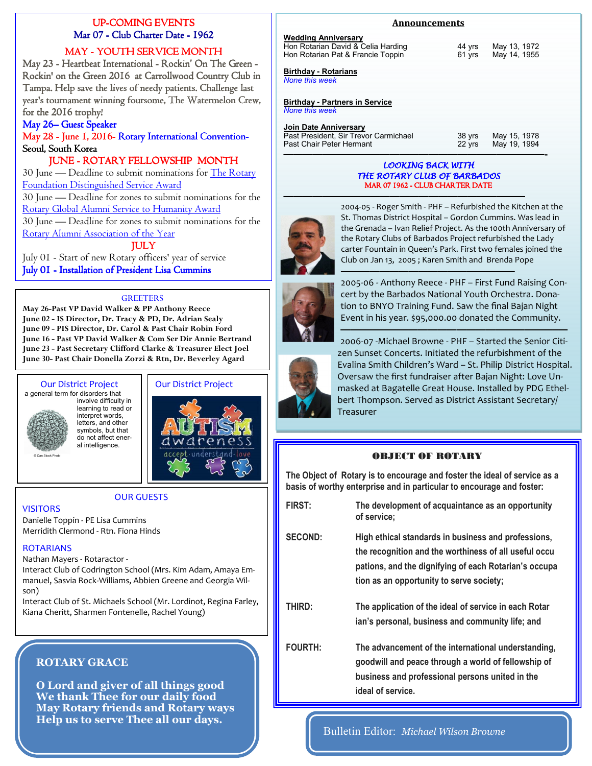## UP-COMING EVENTS

**Mar 07 - Club Charter Date - 1962**

### MAY - YOUTH SERVICE MONTH

May 23 - Heartbeat International - Rockin' On The Green - Rockin' on the Green 2016 at Carrollwood Country Club in Tampa. Help save the lives of needy patients. Challenge last year's tournament winning foursome, The Watermelon Crew, for the 2016 trophy!

May 26– Guest Speaker

May 28 - June 1, 2016- Rotary International Convention- Seoul, South Korea

### JUNE - ROTARY FELLOWSHIP MONTH

30 June — Deadline to submit nominations for The Rotary Foundation Distinguished Service Award

30 June — Deadline for zones to submit nominations for the Rotary Global Alumni Service to Humanity Award

30 June — Deadline for zones to submit nominations for the Rotary Alumni Association of the Year

### JULY

July 01 - Start of new Rotary officers' year of service

**July 01 - Installation of President Lisa Cummins**

## GREETERS

**May 26-Past VP David Walker & PP Anthony Reece**
**June 02 - IS Director, Dr. Tracy & PD, Dr. Adrian Sealy**
**June 09 - PIS Director, Dr. Carol & Past Chair Robin Ford**
**June 16 - Past VP David Walker & Com Ser Dir Annie Bertrand**
**June 23 - Past Secretary Clifford Clarke & Treasurer Elect Joel**
**June 30- Past Chair Donella Zorzi & Rtn, Dr. Beverley Agard**

## Our District Project

a general term for disorders that involve difficulty in learning to read or interpret words, letters, and other symbols, but that do not affect general intelligence.

© Can Stock Photo

## Our District Project

AUTISM awareness
accept · understand · love

## OUR GUESTS

### VISITORS

Danielle Toppin - PE Lisa Cummins
Merridith Clermond - Rtn. Fiona Hinds

### ROTARIANS

Nathan Mayers - Rotaractor -
Interact Club of Codrington School (Mrs. Kim Adam, Amaya Emmanuel, Sasvia Rock-Williams, Abbien Greene and Georgia Wilson)
Interact Club of St. Michaels School (Mr. Lordinot, Regina Farley, Kiana Cheritt, Sharmen Fontenelle, Rachel Young)

## ROTARY GRACE

**O Lord and giver of all things good**
**We thank Thee for our daily food**
**May Rotary friends and Rotary ways**
**Help us to serve Thee all our days.**

## Announcements

**Wedding Anniversary**

| | | |
|---|---|---|
| Hon Rotarian David & Celia Harding | 44 yrs | May 13, 1972 |
| Hon Rotarian Pat & Francie Toppin | 61 yrs | May 14, 1955 |

**Birthday - Rotarians**
*None this week*

**Birthday - Partners in Service**
*None this week*

**Join Date Anniversary**

| | | |
|---|---|---|
| Past President, Sir Trevor Carmichael | 38 yrs | May 15, 1978 |
| Past Chair Peter Hermant | 22 yrs | May 19, 1994 |

## *LOOKING BACK WITH THE ROTARY CLUB OF BARBADOS*

**MAR 07 1962 - CLUB CHARTER DATE**

2004-05 - Roger Smith - PHF – Refurbished the Kitchen at the St. Thomas District Hospital – Gordon Cummins. Was lead in the Grenada – Ivan Relief Project. As the 100th Anniversary of the Rotary Clubs of Barbados Project refurbished the Lady carter Fountain in Queen's Park. First two females joined the Club on Jan 13, 2005 ; Karen Smith and Brenda Pope

2005-06 - Anthony Reece - PHF – First Fund Raising Concert by the Barbados National Youth Orchestra. Donation to BNYO Training Fund. Saw the final Bajan Night Event in his year. $95,000.00 donated the Community.

2006-07 -Michael Browne - PHF – Started the Senior Citizen Sunset Concerts. Initiated the refurbishment of the Evalina Smith Children's Ward – St. Philip District Hospital. Oversaw the first fundraiser after Bajan Night: Love Unmasked at Bagatelle Great House. Installed by PDG Ethelbert Thompson. Served as District Assistant Secretary/ Treasurer

## OBJECT OF ROTARY

**The Object of Rotary is to encourage and foster the ideal of service as a basis of worthy enterprise and in particular to encourage and foster:**

**FIRST:** The development of acquaintance as an opportunity of service;

**SECOND:** High ethical standards in business and professions, the recognition and the worthiness of all useful occupations, and the dignifying of each Rotarian's occupation as an opportunity to serve society;

**THIRD:** The application of the ideal of service in each Rotarian's personal, business and community life; and

**FOURTH:** The advancement of the international understanding, goodwill and peace through a world of fellowship of business and professional persons united in the ideal of service.

Bulletin Editor: *Michael Wilson Browne*